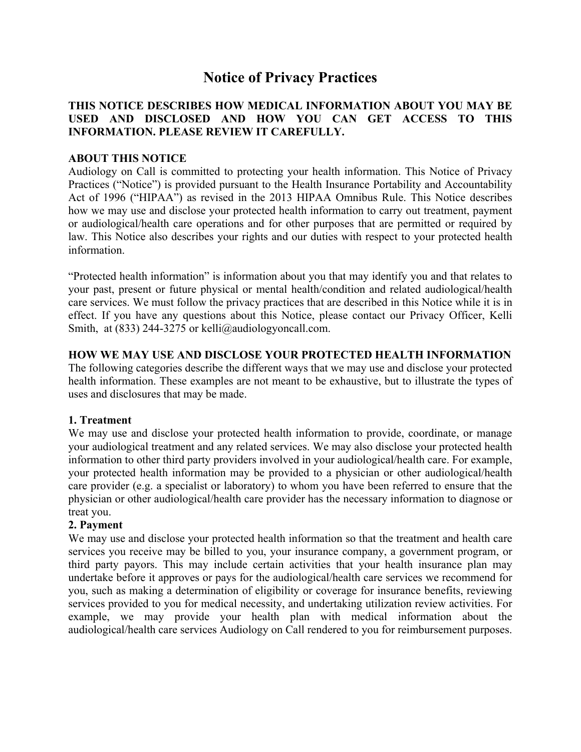# Notice of Privacy Practices

**THIS NOTICE DESCRIBES HOW MEDICAL INFORMATION ABOUT YOU MAY BE USED AND DISCLOSED AND HOW YOU CAN GET ACCESS TO THIS INFORMATION. PLEASE REVIEW IT CAREFULLY.**

## ABOUT THIS NOTICE

Audiology on Call is committed to protecting your health information. This Notice of Privacy Practices ("Notice") is provided pursuant to the Health Insurance Portability and Accountability Act of 1996 ("HIPAA") as revised in the 2013 HIPAA Omnibus Rule. This Notice describes how we may use and disclose your protected health information to carry out treatment, payment or audiological/health care operations and for other purposes that are permitted or required by law. This Notice also describes your rights and our duties with respect to your protected health information.

"Protected health information" is information about you that may identify you and that relates to your past, present or future physical or mental health/condition and related audiological/health care services. We must follow the privacy practices that are described in this Notice while it is in effect. If you have any questions about this Notice, please contact our Privacy Officer, Kelli Smith, at (833) 244-3275 or kelli@audiologyoncall.com.

## HOW WE MAY USE AND DISCLOSE YOUR PROTECTED HEALTH INFORMATION

The following categories describe the different ways that we may use and disclose your protected health information. These examples are not meant to be exhaustive, but to illustrate the types of uses and disclosures that may be made.

### 1. Treatment

We may use and disclose your protected health information to provide, coordinate, or manage your audiological treatment and any related services. We may also disclose your protected health information to other third party providers involved in your audiological/health care. For example, your protected health information may be provided to a physician or other audiological/health care provider (e.g. a specialist or laboratory) to whom you have been referred to ensure that the physician or other audiological/health care provider has the necessary information to diagnose or treat you.

### 2. Payment

We may use and disclose your protected health information so that the treatment and health care services you receive may be billed to you, your insurance company, a government program, or third party payors. This may include certain activities that your health insurance plan may undertake before it approves or pays for the audiological/health care services we recommend for you, such as making a determination of eligibility or coverage for insurance benefits, reviewing services provided to you for medical necessity, and undertaking utilization review activities. For example, we may provide your health plan with medical information about the audiological/health care services Audiology on Call rendered to you for reimbursement purposes.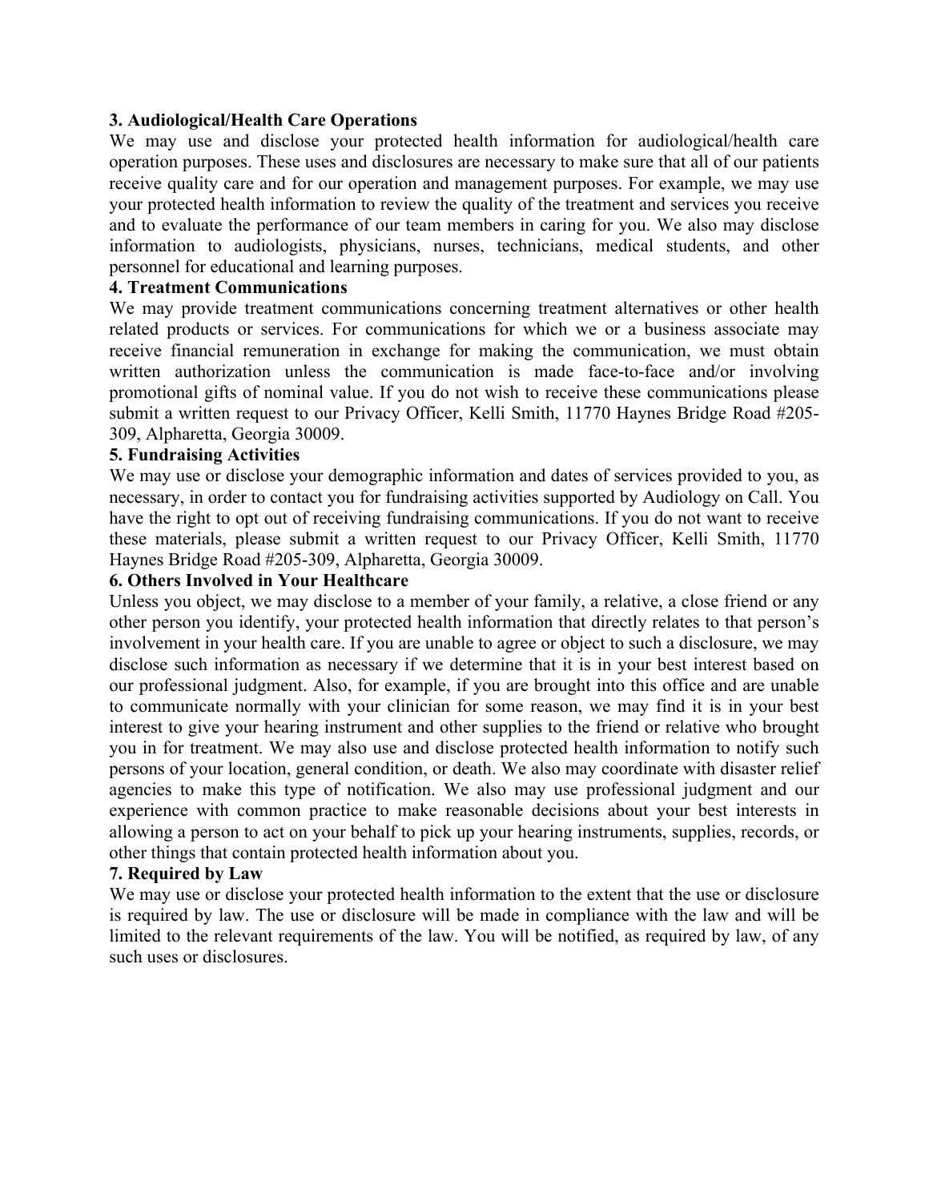**3. Audiological/Health Care Operations**

We may use and disclose your protected health information for audiological/health care operation purposes. These uses and disclosures are necessary to make sure that all of our patients receive quality care and for our operation and management purposes. For example, we may use your protected health information to review the quality of the treatment and services you receive and to evaluate the performance of our team members in caring for you. We also may disclose information to audiologists, physicians, nurses, technicians, medical students, and other personnel for educational and learning purposes.

**4. Treatment Communications**

We may provide treatment communications concerning treatment alternatives or other health related products or services. For communications for which we or a business associate may receive financial remuneration in exchange for making the communication, we must obtain written authorization unless the communication is made face-to-face and/or involving promotional gifts of nominal value. If you do not wish to receive these communications please submit a written request to our Privacy Officer, Kelli Smith, 11770 Haynes Bridge Road #205-309, Alpharetta, Georgia 30009.

**5. Fundraising Activities**

We may use or disclose your demographic information and dates of services provided to you, as necessary, in order to contact you for fundraising activities supported by Audiology on Call. You have the right to opt out of receiving fundraising communications. If you do not want to receive these materials, please submit a written request to our Privacy Officer, Kelli Smith, 11770 Haynes Bridge Road #205-309, Alpharetta, Georgia 30009.

**6. Others Involved in Your Healthcare**

Unless you object, we may disclose to a member of your family, a relative, a close friend or any other person you identify, your protected health information that directly relates to that person's involvement in your health care. If you are unable to agree or object to such a disclosure, we may disclose such information as necessary if we determine that it is in your best interest based on our professional judgment. Also, for example, if you are brought into this office and are unable to communicate normally with your clinician for some reason, we may find it is in your best interest to give your hearing instrument and other supplies to the friend or relative who brought you in for treatment. We may also use and disclose protected health information to notify such persons of your location, general condition, or death. We also may coordinate with disaster relief agencies to make this type of notification. We also may use professional judgment and our experience with common practice to make reasonable decisions about your best interests in allowing a person to act on your behalf to pick up your hearing instruments, supplies, records, or other things that contain protected health information about you.

**7. Required by Law**

We may use or disclose your protected health information to the extent that the use or disclosure is required by law. The use or disclosure will be made in compliance with the law and will be limited to the relevant requirements of the law. You will be notified, as required by law, of any such uses or disclosures.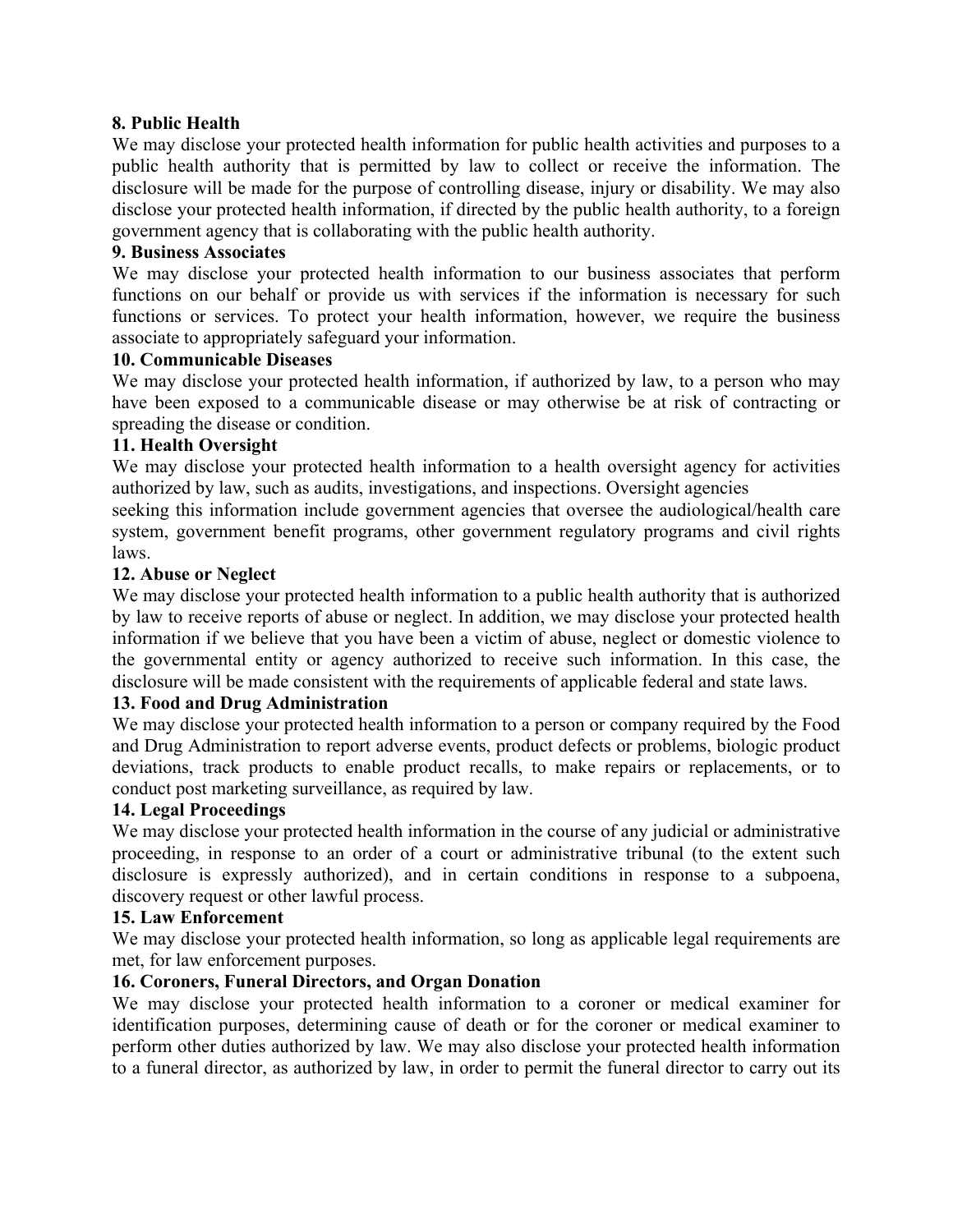**8. Public Health**

We may disclose your protected health information for public health activities and purposes to a public health authority that is permitted by law to collect or receive the information. The disclosure will be made for the purpose of controlling disease, injury or disability. We may also disclose your protected health information, if directed by the public health authority, to a foreign government agency that is collaborating with the public health authority.

**9. Business Associates**

We may disclose your protected health information to our business associates that perform functions on our behalf or provide us with services if the information is necessary for such functions or services. To protect your health information, however, we require the business associate to appropriately safeguard your information.

**10. Communicable Diseases**

We may disclose your protected health information, if authorized by law, to a person who may have been exposed to a communicable disease or may otherwise be at risk of contracting or spreading the disease or condition.

**11. Health Oversight**

We may disclose your protected health information to a health oversight agency for activities authorized by law, such as audits, investigations, and inspections. Oversight agencies seeking this information include government agencies that oversee the audiological/health care system, government benefit programs, other government regulatory programs and civil rights laws.

**12. Abuse or Neglect**

We may disclose your protected health information to a public health authority that is authorized by law to receive reports of abuse or neglect. In addition, we may disclose your protected health information if we believe that you have been a victim of abuse, neglect or domestic violence to the governmental entity or agency authorized to receive such information. In this case, the disclosure will be made consistent with the requirements of applicable federal and state laws.

**13. Food and Drug Administration**

We may disclose your protected health information to a person or company required by the Food and Drug Administration to report adverse events, product defects or problems, biologic product deviations, track products to enable product recalls, to make repairs or replacements, or to conduct post marketing surveillance, as required by law.

**14. Legal Proceedings**

We may disclose your protected health information in the course of any judicial or administrative proceeding, in response to an order of a court or administrative tribunal (to the extent such disclosure is expressly authorized), and in certain conditions in response to a subpoena, discovery request or other lawful process.

**15. Law Enforcement**

We may disclose your protected health information, so long as applicable legal requirements are met, for law enforcement purposes.

**16. Coroners, Funeral Directors, and Organ Donation**

We may disclose your protected health information to a coroner or medical examiner for identification purposes, determining cause of death or for the coroner or medical examiner to perform other duties authorized by law. We may also disclose your protected health information to a funeral director, as authorized by law, in order to permit the funeral director to carry out its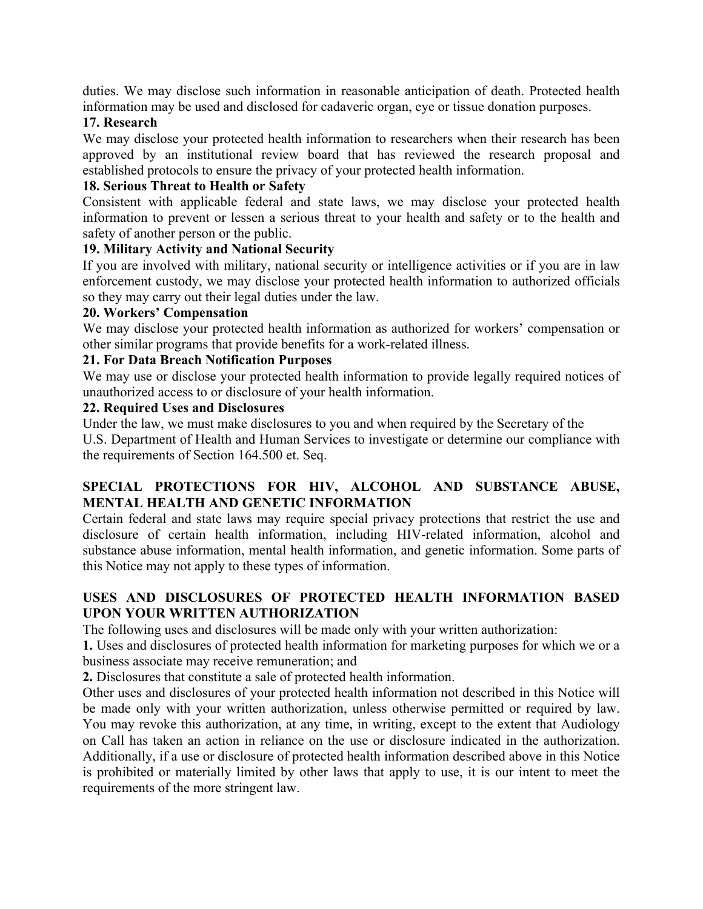duties. We may disclose such information in reasonable anticipation of death. Protected health information may be used and disclosed for cadaveric organ, eye or tissue donation purposes.

**17. Research**

We may disclose your protected health information to researchers when their research has been approved by an institutional review board that has reviewed the research proposal and established protocols to ensure the privacy of your protected health information.

**18. Serious Threat to Health or Safety**

Consistent with applicable federal and state laws, we may disclose your protected health information to prevent or lessen a serious threat to your health and safety or to the health and safety of another person or the public.

**19. Military Activity and National Security**

If you are involved with military, national security or intelligence activities or if you are in law enforcement custody, we may disclose your protected health information to authorized officials so they may carry out their legal duties under the law.

**20. Workers' Compensation**

We may disclose your protected health information as authorized for workers' compensation or other similar programs that provide benefits for a work-related illness.

**21. For Data Breach Notification Purposes**

We may use or disclose your protected health information to provide legally required notices of unauthorized access to or disclosure of your health information.

**22. Required Uses and Disclosures**

Under the law, we must make disclosures to you and when required by the Secretary of the U.S. Department of Health and Human Services to investigate or determine our compliance with the requirements of Section 164.500 et. Seq.

## SPECIAL PROTECTIONS FOR HIV, ALCOHOL AND SUBSTANCE ABUSE, MENTAL HEALTH AND GENETIC INFORMATION

Certain federal and state laws may require special privacy protections that restrict the use and disclosure of certain health information, including HIV-related information, alcohol and substance abuse information, mental health information, and genetic information. Some parts of this Notice may not apply to these types of information.

## USES AND DISCLOSURES OF PROTECTED HEALTH INFORMATION BASED UPON YOUR WRITTEN AUTHORIZATION

The following uses and disclosures will be made only with your written authorization:

**1.** Uses and disclosures of protected health information for marketing purposes for which we or a business associate may receive remuneration; and

**2.** Disclosures that constitute a sale of protected health information.

Other uses and disclosures of your protected health information not described in this Notice will be made only with your written authorization, unless otherwise permitted or required by law. You may revoke this authorization, at any time, in writing, except to the extent that Audiology on Call has taken an action in reliance on the use or disclosure indicated in the authorization. Additionally, if a use or disclosure of protected health information described above in this Notice is prohibited or materially limited by other laws that apply to use, it is our intent to meet the requirements of the more stringent law.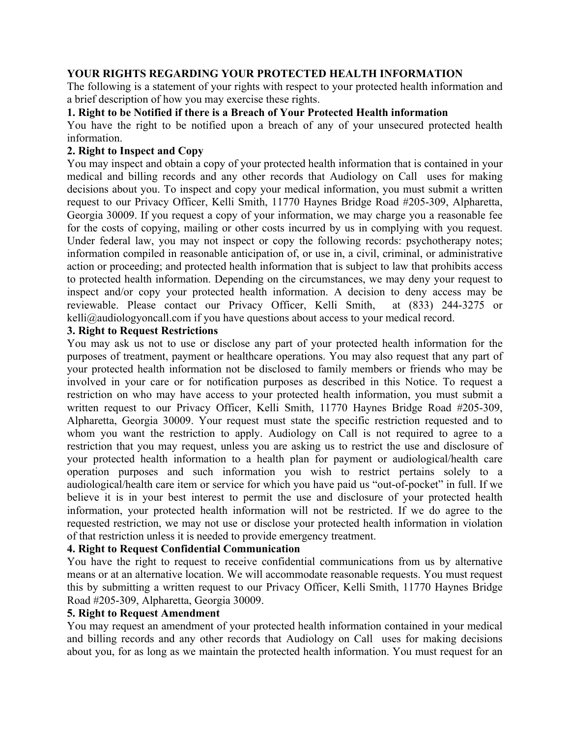**YOUR RIGHTS REGARDING YOUR PROTECTED HEALTH INFORMATION**

The following is a statement of your rights with respect to your protected health information and a brief description of how you may exercise these rights.

**1. Right to be Notified if there is a Breach of Your Protected Health information**

You have the right to be notified upon a breach of any of your unsecured protected health information.

**2. Right to Inspect and Copy**

You may inspect and obtain a copy of your protected health information that is contained in your medical and billing records and any other records that Audiology on Call uses for making decisions about you. To inspect and copy your medical information, you must submit a written request to our Privacy Officer, Kelli Smith, 11770 Haynes Bridge Road #205-309, Alpharetta, Georgia 30009. If you request a copy of your information, we may charge you a reasonable fee for the costs of copying, mailing or other costs incurred by us in complying with you request. Under federal law, you may not inspect or copy the following records: psychotherapy notes; information compiled in reasonable anticipation of, or use in, a civil, criminal, or administrative action or proceeding; and protected health information that is subject to law that prohibits access to protected health information. Depending on the circumstances, we may deny your request to inspect and/or copy your protected health information. A decision to deny access may be reviewable. Please contact our Privacy Officer, Kelli Smith, at (833) 244-3275 or kelli@audiologyoncall.com if you have questions about access to your medical record.

**3. Right to Request Restrictions**

You may ask us not to use or disclose any part of your protected health information for the purposes of treatment, payment or healthcare operations. You may also request that any part of your protected health information not be disclosed to family members or friends who may be involved in your care or for notification purposes as described in this Notice. To request a restriction on who may have access to your protected health information, you must submit a written request to our Privacy Officer, Kelli Smith, 11770 Haynes Bridge Road #205-309, Alpharetta, Georgia 30009. Your request must state the specific restriction requested and to whom you want the restriction to apply. Audiology on Call is not required to agree to a restriction that you may request, unless you are asking us to restrict the use and disclosure of your protected health information to a health plan for payment or audiological/health care operation purposes and such information you wish to restrict pertains solely to a audiological/health care item or service for which you have paid us "out-of-pocket" in full. If we believe it is in your best interest to permit the use and disclosure of your protected health information, your protected health information will not be restricted. If we do agree to the requested restriction, we may not use or disclose your protected health information in violation of that restriction unless it is needed to provide emergency treatment.

**4. Right to Request Confidential Communication**

You have the right to request to receive confidential communications from us by alternative means or at an alternative location. We will accommodate reasonable requests. You must request this by submitting a written request to our Privacy Officer, Kelli Smith, 11770 Haynes Bridge Road #205-309, Alpharetta, Georgia 30009.

**5. Right to Request Amendment**

You may request an amendment of your protected health information contained in your medical and billing records and any other records that Audiology on Call uses for making decisions about you, for as long as we maintain the protected health information. You must request for an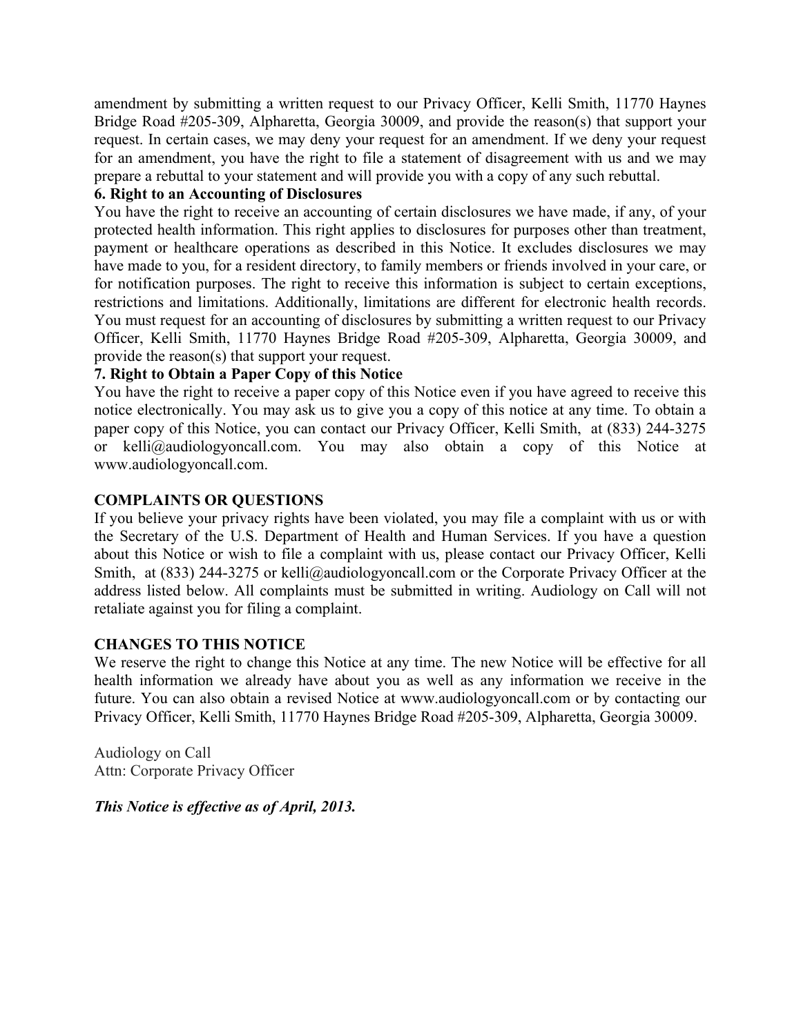amendment by submitting a written request to our Privacy Officer, Kelli Smith, 11770 Haynes Bridge Road #205-309, Alpharetta, Georgia 30009, and provide the reason(s) that support your request. In certain cases, we may deny your request for an amendment. If we deny your request for an amendment, you have the right to file a statement of disagreement with us and we may prepare a rebuttal to your statement and will provide you with a copy of any such rebuttal.

**6. Right to an Accounting of Disclosures**

You have the right to receive an accounting of certain disclosures we have made, if any, of your protected health information. This right applies to disclosures for purposes other than treatment, payment or healthcare operations as described in this Notice. It excludes disclosures we may have made to you, for a resident directory, to family members or friends involved in your care, or for notification purposes. The right to receive this information is subject to certain exceptions, restrictions and limitations. Additionally, limitations are different for electronic health records. You must request for an accounting of disclosures by submitting a written request to our Privacy Officer, Kelli Smith, 11770 Haynes Bridge Road #205-309, Alpharetta, Georgia 30009, and provide the reason(s) that support your request.

**7. Right to Obtain a Paper Copy of this Notice**

You have the right to receive a paper copy of this Notice even if you have agreed to receive this notice electronically. You may ask us to give you a copy of this notice at any time. To obtain a paper copy of this Notice, you can contact our Privacy Officer, Kelli Smith, at (833) 244-3275 or kelli@audiologyoncall.com. You may also obtain a copy of this Notice at www.audiologyoncall.com.

**COMPLAINTS OR QUESTIONS**

If you believe your privacy rights have been violated, you may file a complaint with us or with the Secretary of the U.S. Department of Health and Human Services. If you have a question about this Notice or wish to file a complaint with us, please contact our Privacy Officer, Kelli Smith, at (833) 244-3275 or kelli@audiologyoncall.com or the Corporate Privacy Officer at the address listed below. All complaints must be submitted in writing. Audiology on Call will not retaliate against you for filing a complaint.

**CHANGES TO THIS NOTICE**

We reserve the right to change this Notice at any time. The new Notice will be effective for all health information we already have about you as well as any information we receive in the future. You can also obtain a revised Notice at www.audiologyoncall.com or by contacting our Privacy Officer, Kelli Smith, 11770 Haynes Bridge Road #205-309, Alpharetta, Georgia 30009.

Audiology on Call
Attn: Corporate Privacy Officer

***This Notice is effective as of April, 2013.***